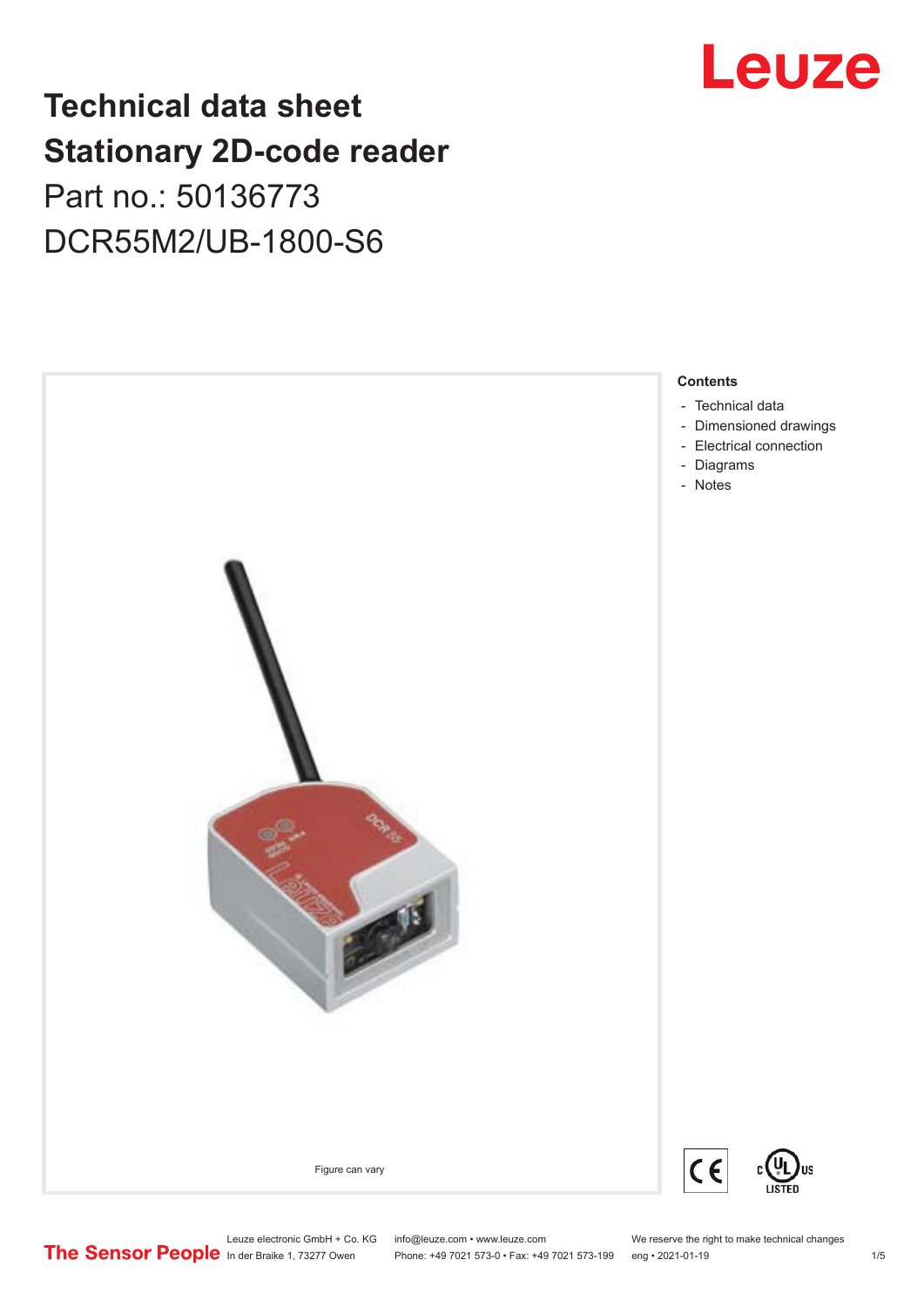# Technical data sheet
# Stationary 2D-code reader

Part no.: 50136773

DCR55M2/UB-1800-S6

Figure can vary

## Contents

- Technical data
- Dimensioned drawings
- Electrical connection
- Diagrams
- Notes

Leuze electronic GmbH + Co. KG
In der Braike 1, 73277 Owen

info@leuze.com • www.leuze.com
Phone: +49 7021 573-0 • Fax: +49 7021 573-199

We reserve the right to make technical changes
eng • 2021-01-19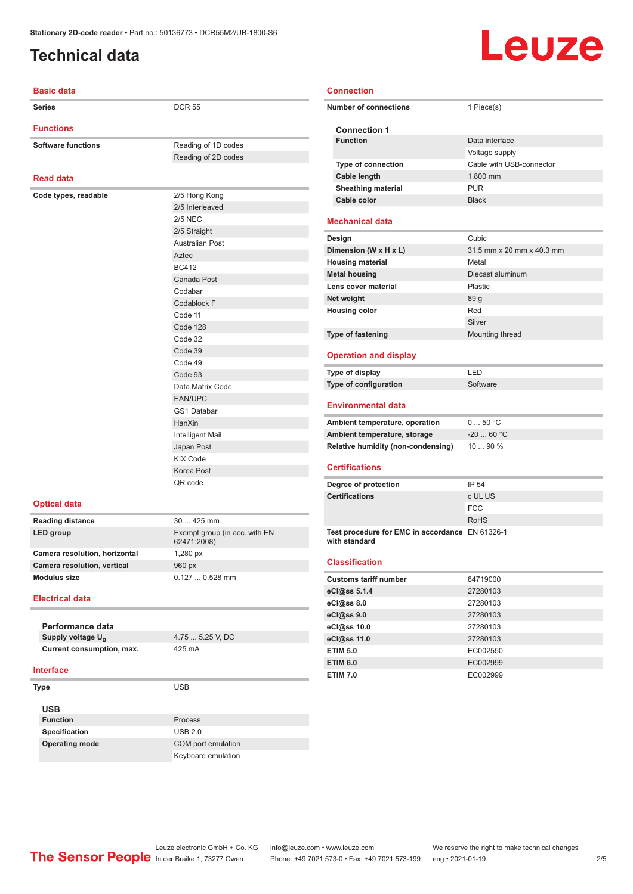Stationary 2D-code reader • Part no.: 50136773 • DCR55M2/UB-1800-S6

# Technical data

## Basic data

| | |
|---|---|
| **Series** | DCR 55 |

## Functions

| | |
|---|---|
| **Software functions** | Reading of 1D codes |
| | Reading of 2D codes |

## Read data

| | |
|---|---|
| **Code types, readable** | 2/5 Hong Kong |
| | 2/5 Interleaved |
| | 2/5 NEC |
| | 2/5 Straight |
| | Australian Post |
| | Aztec |
| | BC412 |
| | Canada Post |
| | Codabar |
| | Codablock F |
| | Code 11 |
| | Code 128 |
| | Code 32 |
| | Code 39 |
| | Code 49 |
| | Code 93 |
| | Data Matrix Code |
| | EAN/UPC |
| | GS1 Databar |
| | HanXin |
| | Intelligent Mail |
| | Japan Post |
| | KIX Code |
| | Korea Post |
| | QR code |

## Optical data

| | |
|---|---|
| **Reading distance** | 30 ... 425 mm |
| **LED group** | Exempt group (in acc. with EN 62471:2008) |
| **Camera resolution, horizontal** | 1,280 px |
| **Camera resolution, vertical** | 960 px |
| **Modulus size** | 0.127 ... 0.528 mm |

## Electrical data

### Performance data

| | |
|---|---|
| **Supply voltage $U_B$** | 4.75 ... 5.25 V, DC |
| **Current consumption, max.** | 425 mA |

## Interface

| | |
|---|---|
| **Type** | USB |

### USB

| | |
|---|---|
| **Function** | Process |
| **Specification** | USB 2.0 |
| **Operating mode** | COM port emulation |
| | Keyboard emulation |

## Connection

| | |
|---|---|
| **Number of connections** | 1 Piece(s) |

### Connection 1

| | |
|---|---|
| **Function** | Data interface |
| | Voltage supply |
| **Type of connection** | Cable with USB-connector |
| **Cable length** | 1,800 mm |
| **Sheathing material** | PUR |
| **Cable color** | Black |

## Mechanical data

| | |
|---|---|
| **Design** | Cubic |
| **Dimension (W x H x L)** | 31.5 mm x 20 mm x 40.3 mm |
| **Housing material** | Metal |
| **Metal housing** | Diecast aluminum |
| **Lens cover material** | Plastic |
| **Net weight** | 89 g |
| **Housing color** | Red |
| | Silver |
| **Type of fastening** | Mounting thread |

## Operation and display

| | |
|---|---|
| **Type of display** | LED |
| **Type of configuration** | Software |

## Environmental data

| | |
|---|---|
| **Ambient temperature, operation** | 0 ... 50 °C |
| **Ambient temperature, storage** | -20 ... 60 °C |
| **Relative humidity (non-condensing)** | 10 ... 90 % |

## Certifications

| | |
|---|---|
| **Degree of protection** | IP 54 |
| **Certifications** | c UL US |
| | FCC |
| | RoHS |
| **Test procedure for EMC in accordance with standard** | EN 61326-1 |

## Classification

| | |
|---|---|
| **Customs tariff number** | 84719000 |
| **eCl@ss 5.1.4** | 27280103 |
| **eCl@ss 8.0** | 27280103 |
| **eCl@ss 9.0** | 27280103 |
| **eCl@ss 10.0** | 27280103 |
| **eCl@ss 11.0** | 27280103 |
| **ETIM 5.0** | EC002550 |
| **ETIM 6.0** | EC002999 |
| **ETIM 7.0** | EC002999 |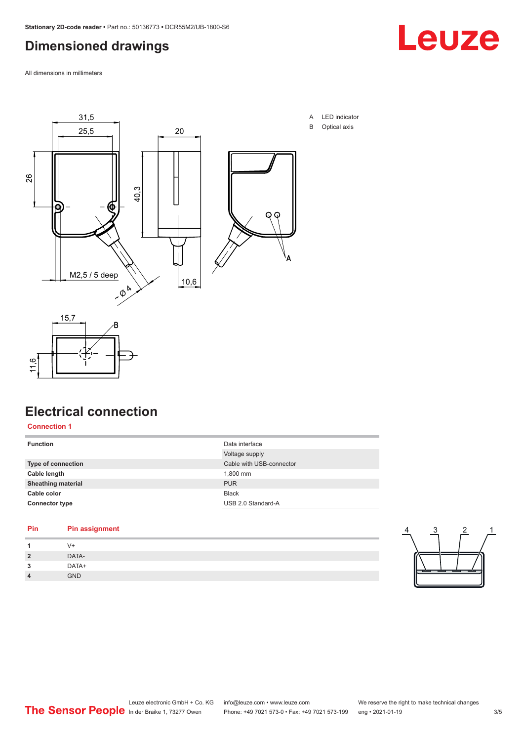# Dimensioned drawings

All dimensions in millimeters

A LED indicator
B Optical axis

# Electrical connection

## Connection 1

| | |
|---|---|
| **Function** | Data interface |
| | Voltage supply |
| **Type of connection** | Cable with USB-connector |
| **Cable length** | 1,800 mm |
| **Sheathing material** | PUR |
| **Cable color** | Black |
| **Connector type** | USB 2.0 Standard-A |

| Pin | Pin assignment |
|---|---|
| **1** | V+ |
| **2** | DATA- |
| **3** | DATA+ |
| **4** | GND |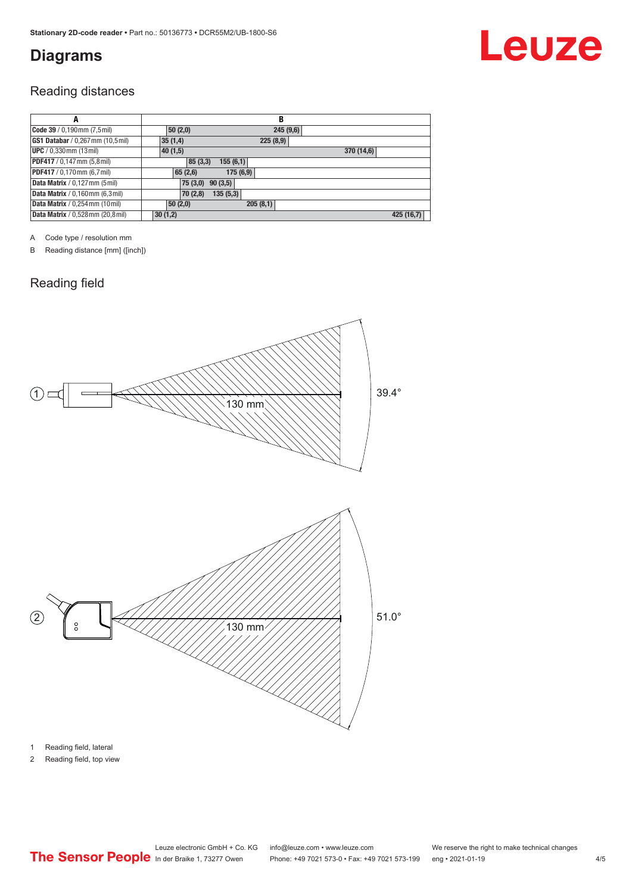## Diagrams

### Reading distances

| A | B |
|---|---|
| **Code 39** / 0,190 mm (7,5 mil) | 50 (2,0) – 245 (9,6) |
| **GS1 Databar** / 0,267 mm (10,5 mil) | 35 (1,4) – 225 (8,9) |
| **UPC** / 0,330 mm (13 mil) | 40 (1,5) – 370 (14,6) |
| **PDF417** / 0,147 mm (5,8 mil) | 85 (3,3) – 155 (6,1) |
| **PDF417** / 0,170 mm (6,7 mil) | 65 (2,6) – 175 (6,9) |
| **Data Matrix** / 0,127 mm (5 mil) | 75 (3,0) – 90 (3,5) |
| **Data Matrix** / 0,160 mm (6,3 mil) | 70 (2,8) – 135 (5,3) |
| **Data Matrix** / 0,254 mm (10 mil) | 50 (2,0) – 205 (8,1) |
| **Data Matrix** / 0,528 mm (20,8 mil) | 30 (1,2) – 425 (16,7) |

A Code type / resolution mm

B Reading distance [mm] ([inch])

### Reading field

1 Reading field, lateral

2 Reading field, top view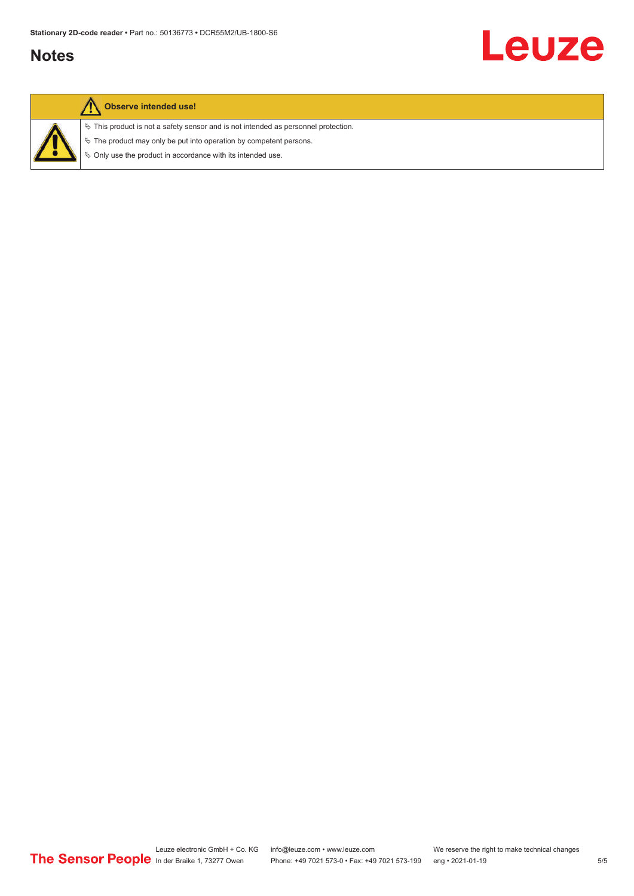## Notes

**Observe intended use!**

- ✎ This product is not a safety sensor and is not intended as personnel protection.
- ✎ The product may only be put into operation by competent persons.
- ✎ Only use the product in accordance with its intended use.